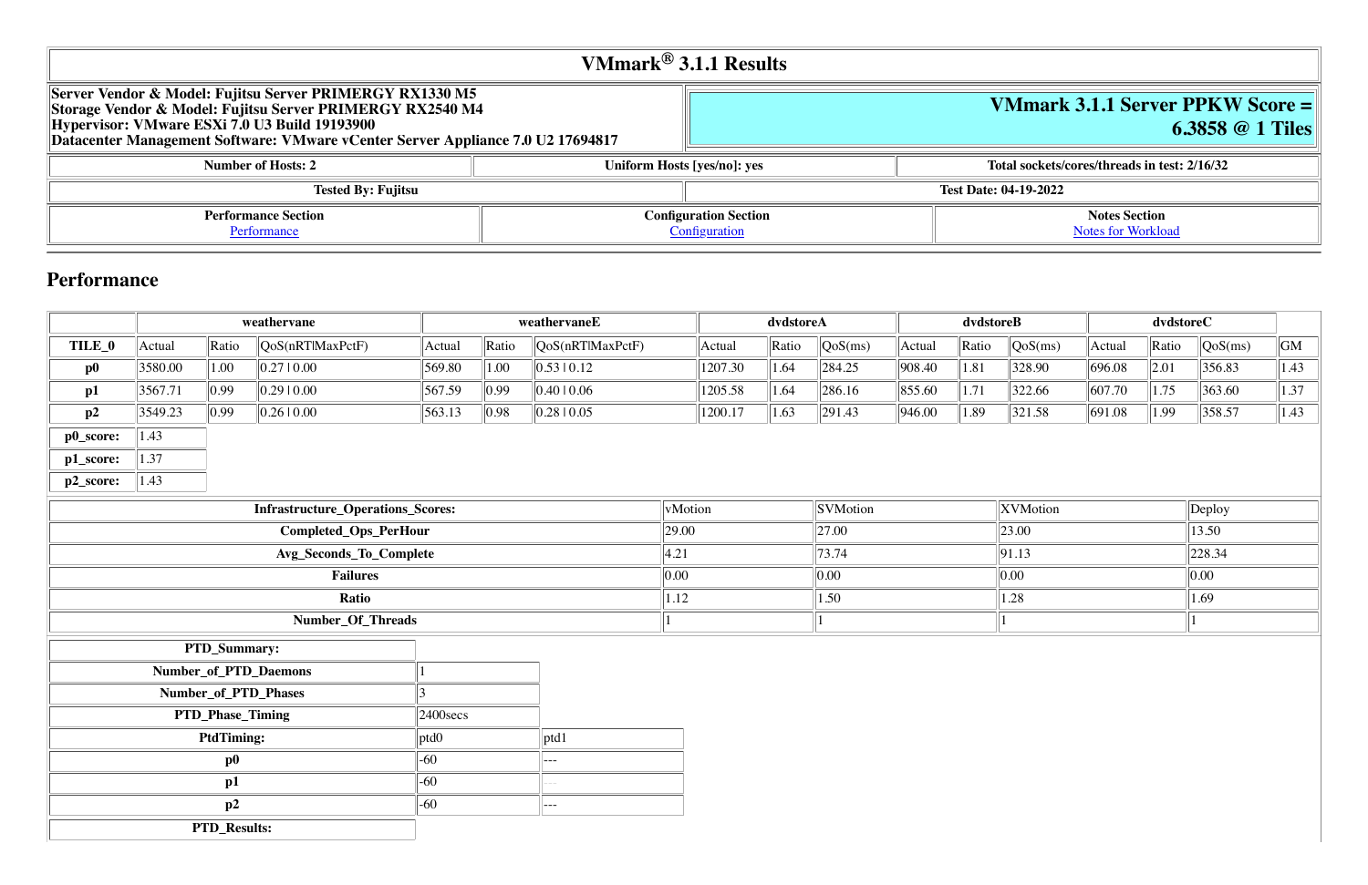# VMmark® 3.1.1 Results

| Server Vendor & Model: Fujitsu Server PRIMERGY RX1330 M5<br>Storage Vendor & Model: Fujitsu Server PRIMERGY RX2540 M4<br>Hypervisor: VMware ESXi 7.0 U3 Build 19193900<br>Datacenter Management Software: VMware vCenter Server Appliance 7.0 U2 17694817 | **VMmark 3.1.1 Server PPKW Score = 6.3858 @ 1 Tiles** |
|---|---|

| Number of Hosts: 2 | Uniform Hosts [yes/no]: yes | Total sockets/cores/threads in test: 2/16/32 |
|---|---|---|

| Tested By: Fujitsu | Test Date: 04-19-2022 |
|---|---|

| Performance Section | Configuration Section | Notes Section |
|---|---|---|
| Performance | Configuration | Notes for Workload |

## Performance

| | weathervane | | | weathervaneE | | | dvdstoreA | | | dvdstoreB | | | dvdstoreC | | | |
|---|---|---|---|---|---|---|---|---|---|---|---|---|---|---|---|---|
| **TILE_0** | Actual | Ratio | QoS(nRT\|MaxPctF) | Actual | Ratio | QoS(nRT\|MaxPctF) | Actual | Ratio | QoS(ms) | Actual | Ratio | QoS(ms) | Actual | Ratio | QoS(ms) | GM |
| **p0** | 3580.00 | 1.00 | 0.27 \| 0.00 | 569.80 | 1.00 | 0.53 \| 0.12 | 1207.30 | 1.64 | 284.25 | 908.40 | 1.81 | 328.90 | 696.08 | 2.01 | 356.83 | 1.43 |
| **p1** | 3567.71 | 0.99 | 0.29 \| 0.00 | 567.59 | 0.99 | 0.40 \| 0.06 | 1205.58 | 1.64 | 286.16 | 855.60 | 1.71 | 322.66 | 607.70 | 1.75 | 363.60 | 1.37 |
| **p2** | 3549.23 | 0.99 | 0.26 \| 0.00 | 563.13 | 0.98 | 0.28 \| 0.05 | 1200.17 | 1.63 | 291.43 | 946.00 | 1.89 | 321.58 | 691.08 | 1.99 | 358.57 | 1.43 |

| | |
|---|---|
| **p0_score:** | 1.43 |
| **p1_score:** | 1.37 |
| **p2_score:** | 1.43 |

| Infrastructure_Operations_Scores: | vMotion | SVMotion | XVMotion | Deploy |
|---|---|---|---|---|
| **Completed_Ops_PerHour** | 29.00 | 27.00 | 23.00 | 13.50 |
| **Avg_Seconds_To_Complete** | 4.21 | 73.74 | 91.13 | 228.34 |
| **Failures** | 0.00 | 0.00 | 0.00 | 0.00 |
| **Ratio** | 1.12 | 1.50 | 1.28 | 1.69 |
| **Number_Of_Threads** | 1 | 1 | 1 | 1 |

| PTD_Summary: | | |
|---|---|---|
| **Number_of_PTD_Daemons** | 1 | |
| **Number_of_PTD_Phases** | 3 | |
| **PTD_Phase_Timing** | 2400secs | |
| **PtdTiming:** | ptd0 | ptd1 |
| **p0** | -60 | --- |
| **p1** | -60 | --- |
| **p2** | -60 | --- |
| **PTD_Results:** | | |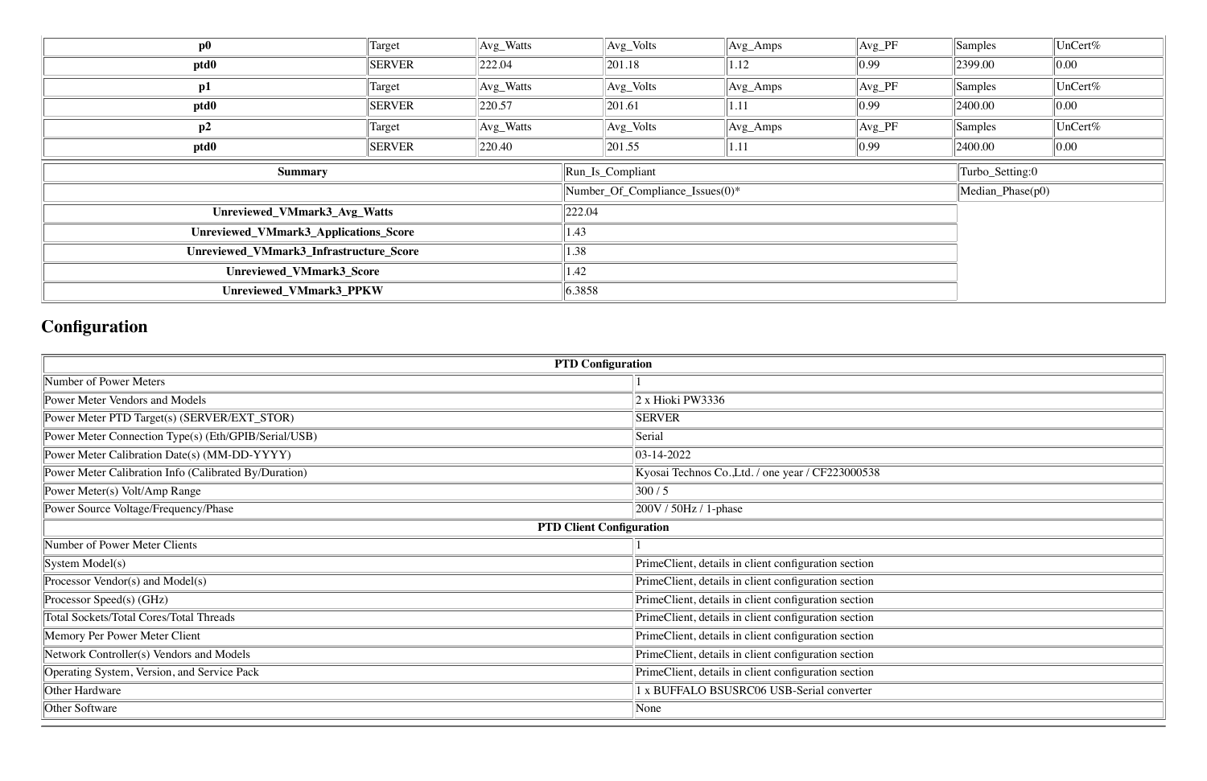| p0 | Target | Avg_Watts | Avg_Volts | Avg_Amps | Avg_PF | Samples | UnCert% |
|---|---|---|---|---|---|---|---|
| ptd0 | SERVER | 222.04 | 201.18 | 1.12 | 0.99 | 2399.00 | 0.00 |
| **p1** | Target | Avg_Watts | Avg_Volts | Avg_Amps | Avg_PF | Samples | UnCert% |
| **ptd0** | SERVER | 220.57 | 201.61 | 1.11 | 0.99 | 2400.00 | 0.00 |
| **p2** | Target | Avg_Watts | Avg_Volts | Avg_Amps | Avg_PF | Samples | UnCert% |
| **ptd0** | SERVER | 220.40 | 201.55 | 1.11 | 0.99 | 2400.00 | 0.00 |

| Summary | Run_Is_Compliant | Turbo_Setting:0 |
|---|---|---|
| | Number_Of_Compliance_Issues(0)* | Median_Phase(p0) |
| **Unreviewed_VMmark3_Avg_Watts** | 222.04 | |
| **Unreviewed_VMmark3_Applications_Score** | 1.43 | |
| **Unreviewed_VMmark3_Infrastructure_Score** | 1.38 | |
| **Unreviewed_VMmark3_Score** | 1.42 | |
| **Unreviewed_VMmark3_PPKW** | 6.3858 | |

## Configuration

| PTD Configuration | |
|---|---|
| Number of Power Meters | 1 |
| Power Meter Vendors and Models | 2 x Hioki PW3336 |
| Power Meter PTD Target(s) (SERVER/EXT_STOR) | SERVER |
| Power Meter Connection Type(s) (Eth/GPIB/Serial/USB) | Serial |
| Power Meter Calibration Date(s) (MM-DD-YYYY) | 03-14-2022 |
| Power Meter Calibration Info (Calibrated By/Duration) | Kyosai Technos Co.,Ltd. / one year / CF223000538 |
| Power Meter(s) Volt/Amp Range | 300 / 5 |
| Power Source Voltage/Frequency/Phase | 200V / 50Hz / 1-phase |
| **PTD Client Configuration** | |
| Number of Power Meter Clients | 1 |
| System Model(s) | PrimeClient, details in client configuration section |
| Processor Vendor(s) and Model(s) | PrimeClient, details in client configuration section |
| Processor Speed(s) (GHz) | PrimeClient, details in client configuration section |
| Total Sockets/Total Cores/Total Threads | PrimeClient, details in client configuration section |
| Memory Per Power Meter Client | PrimeClient, details in client configuration section |
| Network Controller(s) Vendors and Models | PrimeClient, details in client configuration section |
| Operating System, Version, and Service Pack | PrimeClient, details in client configuration section |
| Other Hardware | 1 x BUFFALO BSUSRC06 USB-Serial converter |
| Other Software | None |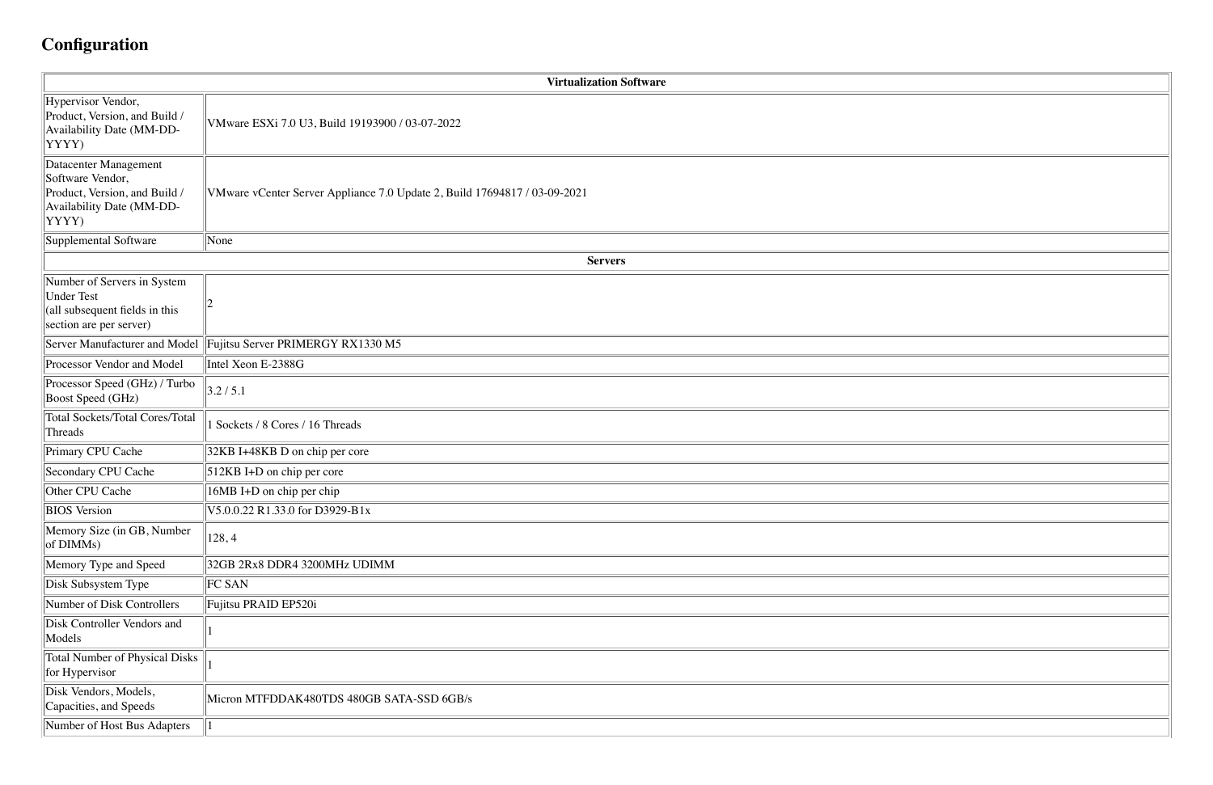## Configuration

| Virtualization Software | |
|---|---|
| Hypervisor Vendor, Product, Version, and Build / Availability Date (MM-DD-YYYY) | VMware ESXi 7.0 U3, Build 19193900 / 03-07-2022 |
| Datacenter Management Software Vendor, Product, Version, and Build / Availability Date (MM-DD-YYYY) | VMware vCenter Server Appliance 7.0 Update 2, Build 17694817 / 03-09-2021 |
| Supplemental Software | None |
| **Servers** | |
| Number of Servers in System Under Test (all subsequent fields in this section are per server) | 2 |
| Server Manufacturer and Model | Fujitsu Server PRIMERGY RX1330 M5 |
| Processor Vendor and Model | Intel Xeon E-2388G |
| Processor Speed (GHz) / Turbo Boost Speed (GHz) | 3.2 / 5.1 |
| Total Sockets/Total Cores/Total Threads | 1 Sockets / 8 Cores / 16 Threads |
| Primary CPU Cache | 32KB I+48KB D on chip per core |
| Secondary CPU Cache | 512KB I+D on chip per core |
| Other CPU Cache | 16MB I+D on chip per chip |
| BIOS Version | V5.0.0.22 R1.33.0 for D3929-B1x |
| Memory Size (in GB, Number of DIMMs) | 128, 4 |
| Memory Type and Speed | 32GB 2Rx8 DDR4 3200MHz UDIMM |
| Disk Subsystem Type | FC SAN |
| Number of Disk Controllers | Fujitsu PRAID EP520i |
| Disk Controller Vendors and Models | 1 |
| Total Number of Physical Disks for Hypervisor | 1 |
| Disk Vendors, Models, Capacities, and Speeds | Micron MTFDDAK480TDS 480GB SATA-SSD 6GB/s |
| Number of Host Bus Adapters | 1 |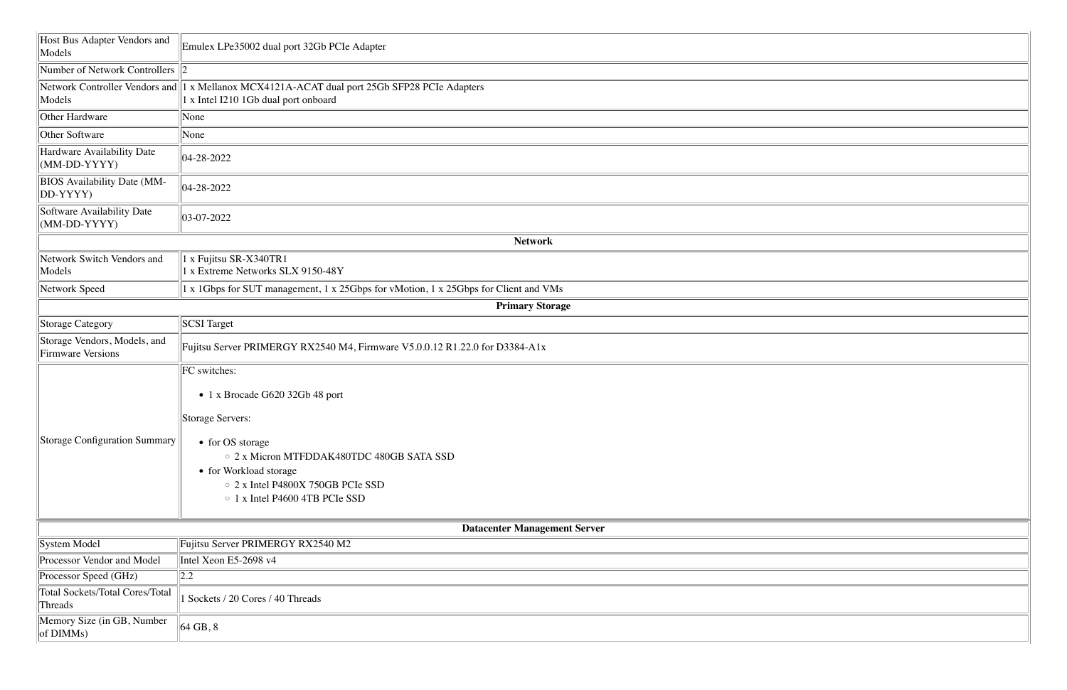| | |
|---|---|
| Host Bus Adapter Vendors and Models | Emulex LPe35002 dual port 32Gb PCIe Adapter |
| Number of Network Controllers | 2 |
| Network Controller Vendors and Models | 1 x Mellanox MCX4121A-ACAT dual port 25Gb SFP28 PCIe Adapters<br>1 x Intel I210 1Gb dual port onboard |
| Other Hardware | None |
| Other Software | None |
| Hardware Availability Date (MM-DD-YYYY) | 04-28-2022 |
| BIOS Availability Date (MM-DD-YYYY) | 04-28-2022 |
| Software Availability Date (MM-DD-YYYY) | 03-07-2022 |
| **Network** | |
| Network Switch Vendors and Models | 1 x Fujitsu SR-X340TR1<br>1 x Extreme Networks SLX 9150-48Y |
| Network Speed | 1 x 1Gbps for SUT management, 1 x 25Gbps for vMotion, 1 x 25Gbps for Client and VMs |
| **Primary Storage** | |
| Storage Category | SCSI Target |
| Storage Vendors, Models, and Firmware Versions | Fujitsu Server PRIMERGY RX2540 M4, Firmware V5.0.0.12 R1.22.0 for D3384-A1x |
| Storage Configuration Summary | FC switches:<br>• 1 x Brocade G620 32Gb 48 port<br>Storage Servers:<br>• for OS storage<br>  ◦ 2 x Micron MTFDDAK480TDC 480GB SATA SSD<br>• for Workload storage<br>  ◦ 2 x Intel P4800X 750GB PCIe SSD<br>  ◦ 1 x Intel P4600 4TB PCIe SSD |

| **Datacenter Management Server** | |
|---|---|
| System Model | Fujitsu Server PRIMERGY RX2540 M2 |
| Processor Vendor and Model | Intel Xeon E5-2698 v4 |
| Processor Speed (GHz) | 2.2 |
| Total Sockets/Total Cores/Total Threads | 1 Sockets / 20 Cores / 40 Threads |
| Memory Size (in GB, Number of DIMMs) | 64 GB, 8 |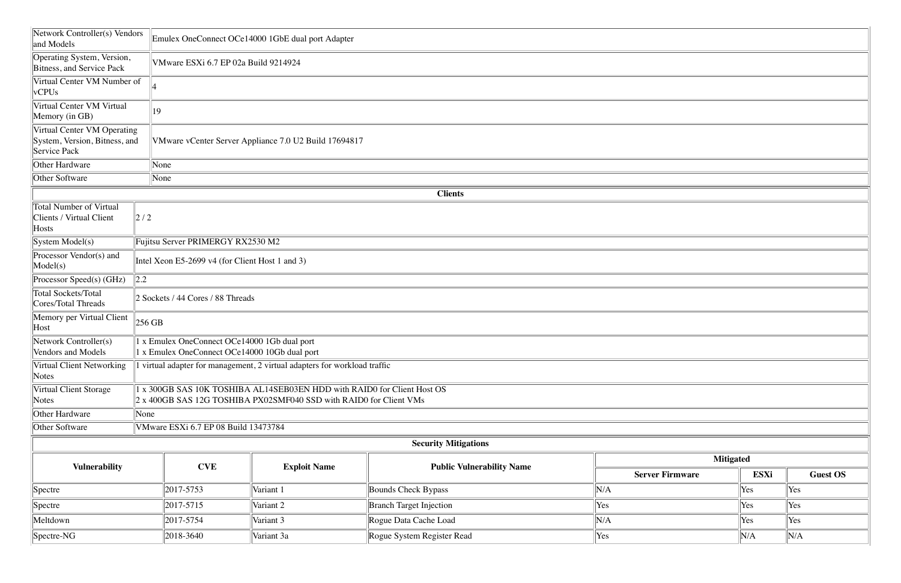| | |
|---|---|
| Network Controller(s) Vendors and Models | Emulex OneConnect OCe14000 1GbE dual port Adapter |
| Operating System, Version, Bitness, and Service Pack | VMware ESXi 6.7 EP 02a Build 9214924 |
| Virtual Center VM Number of vCPUs | 4 |
| Virtual Center VM Virtual Memory (in GB) | 19 |
| Virtual Center VM Operating System, Version, Bitness, and Service Pack | VMware vCenter Server Appliance 7.0 U2 Build 17694817 |
| Other Hardware | None |
| Other Software | None |

**Clients**

| | |
|---|---|
| Total Number of Virtual Clients / Virtual Client Hosts | 2 / 2 |
| System Model(s) | Fujitsu Server PRIMERGY RX2530 M2 |
| Processor Vendor(s) and Model(s) | Intel Xeon E5-2699 v4 (for Client Host 1 and 3) |
| Processor Speed(s) (GHz) | 2.2 |
| Total Sockets/Total Cores/Total Threads | 2 Sockets / 44 Cores / 88 Threads |
| Memory per Virtual Client Host | 256 GB |
| Network Controller(s) Vendors and Models | 1 x Emulex OneConnect OCe14000 1Gb dual port<br>1 x Emulex OneConnect OCe14000 10Gb dual port |
| Virtual Client Networking Notes | 1 virtual adapter for management, 2 virtual adapters for workload traffic |
| Virtual Client Storage Notes | 1 x 300GB SAS 10K TOSHIBA AL14SEB03EN HDD with RAID0 for Client Host OS<br>2 x 400GB SAS 12G TOSHIBA PX02SMF040 SSD with RAID0 for Client VMs |
| Other Hardware | None |
| Other Software | VMware ESXi 6.7 EP 08 Build 13473784 |

**Security Mitigations**

| Vulnerability | CVE | Exploit Name | Public Vulnerability Name | Mitigated | | |
|---|---|---|---|---|---|---|
| | | | | Server Firmware | ESXi | Guest OS |
| Spectre | 2017-5753 | Variant 1 | Bounds Check Bypass | N/A | Yes | Yes |
| Spectre | 2017-5715 | Variant 2 | Branch Target Injection | Yes | Yes | Yes |
| Meltdown | 2017-5754 | Variant 3 | Rogue Data Cache Load | N/A | Yes | Yes |
| Spectre-NG | 2018-3640 | Variant 3a | Rogue System Register Read | Yes | N/A | N/A |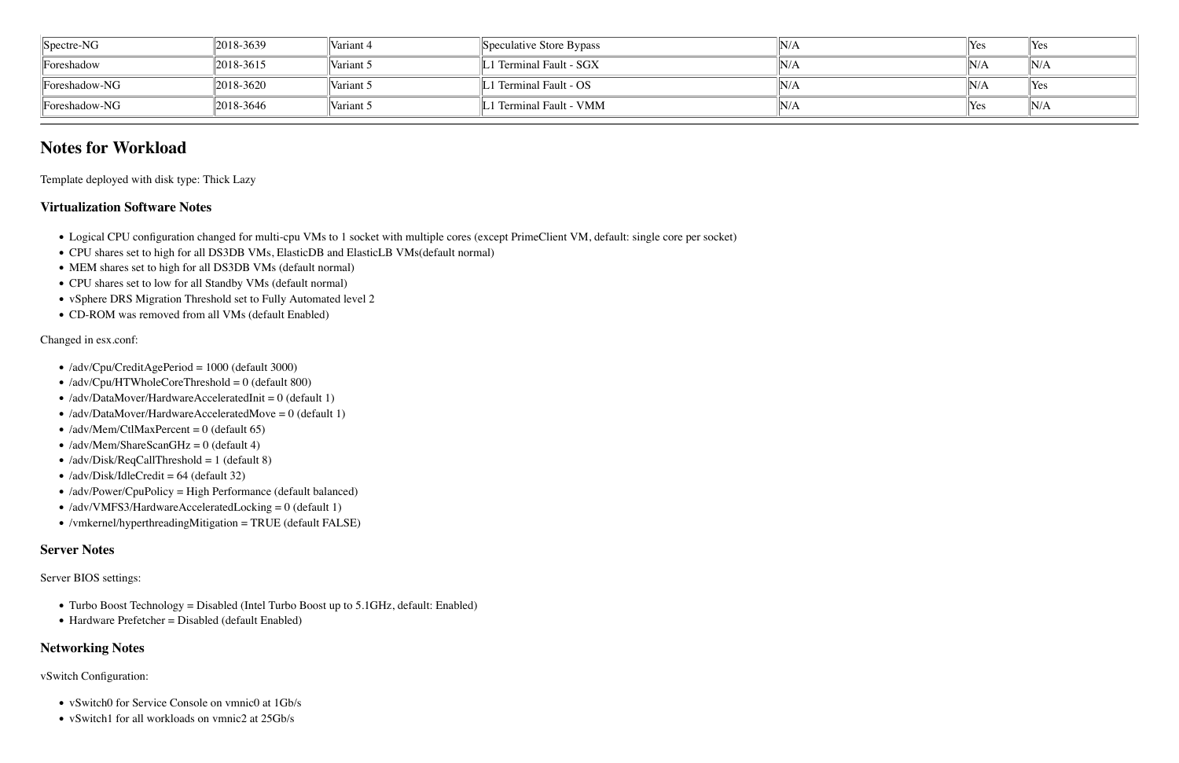| Spectre-NG | 2018-3639 | Variant 4 | Speculative Store Bypass | N/A | Yes | Yes |
|---|---|---|---|---|---|---|
| Foreshadow | 2018-3615 | Variant 5 | L1 Terminal Fault - SGX | N/A | N/A | N/A |
| Foreshadow-NG | 2018-3620 | Variant 5 | L1 Terminal Fault - OS | N/A | N/A | Yes |
| Foreshadow-NG | 2018-3646 | Variant 5 | L1 Terminal Fault - VMM | N/A | Yes | N/A |

## Notes for Workload

Template deployed with disk type: Thick Lazy

### Virtualization Software Notes

- Logical CPU configuration changed for multi-cpu VMs to 1 socket with multiple cores (except PrimeClient VM, default: single core per socket)
- CPU shares set to high for all DS3DB VMs, ElasticDB and ElasticLB VMs(default normal)
- MEM shares set to high for all DS3DB VMs (default normal)
- CPU shares set to low for all Standby VMs (default normal)
- vSphere DRS Migration Threshold set to Fully Automated level 2
- CD-ROM was removed from all VMs (default Enabled)

Changed in esx.conf:

- /adv/Cpu/CreditAgePeriod = 1000 (default 3000)
- /adv/Cpu/HTWholeCoreThreshold = 0 (default 800)
- /adv/DataMover/HardwareAcceleratedInit = 0 (default 1)
- /adv/DataMover/HardwareAcceleratedMove = 0 (default 1)
- /adv/Mem/CtlMaxPercent = 0 (default 65)
- /adv/Mem/ShareScanGHz = 0 (default 4)
- /adv/Disk/ReqCallThreshold = 1 (default 8)
- /adv/Disk/IdleCredit = 64 (default 32)
- /adv/Power/CpuPolicy = High Performance (default balanced)
- /adv/VMFS3/HardwareAcceleratedLocking = 0 (default 1)
- /vmkernel/hyperthreadingMitigation = TRUE (default FALSE)

### Server Notes

Server BIOS settings:

- Turbo Boost Technology = Disabled (Intel Turbo Boost up to 5.1GHz, default: Enabled)
- Hardware Prefetcher = Disabled (default Enabled)

### Networking Notes

vSwitch Configuration:

- vSwitch0 for Service Console on vmnic0 at 1Gb/s
- vSwitch1 for all workloads on vmnic2 at 25Gb/s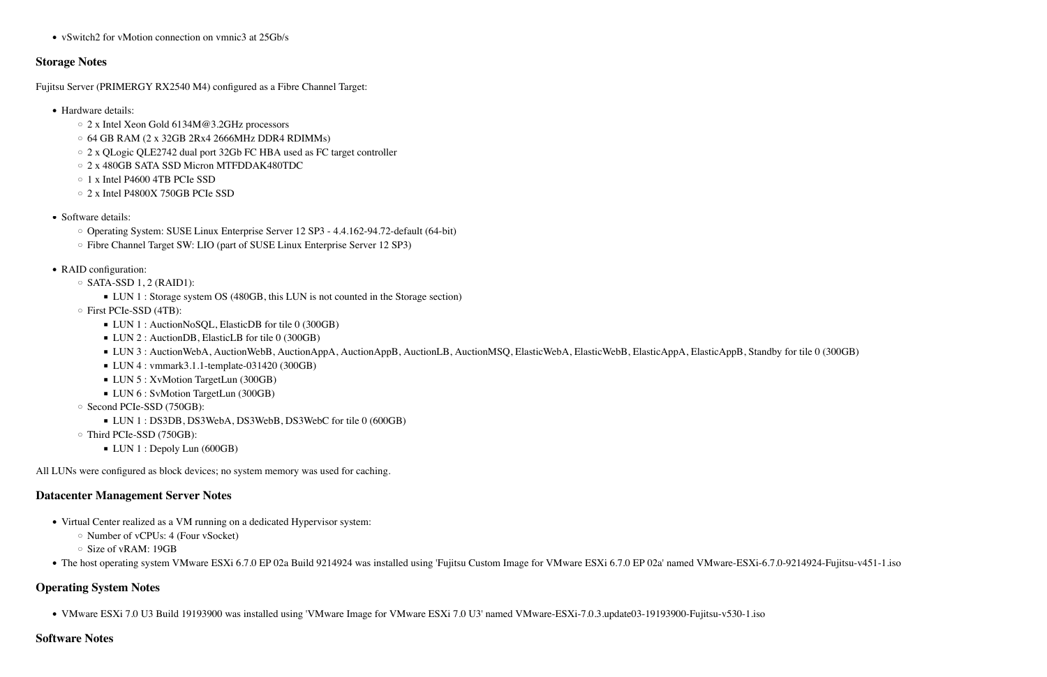- vSwitch2 for vMotion connection on vmnic3 at 25Gb/s

### Storage Notes

Fujitsu Server (PRIMERGY RX2540 M4) configured as a Fibre Channel Target:

- Hardware details:
  - 2 x Intel Xeon Gold 6134M@3.2GHz processors
  - 64 GB RAM (2 x 32GB 2Rx4 2666MHz DDR4 RDIMMs)
  - 2 x QLogic QLE2742 dual port 32Gb FC HBA used as FC target controller
  - 2 x 480GB SATA SSD Micron MTFDDAK480TDC
  - 1 x Intel P4600 4TB PCIe SSD
  - 2 x Intel P4800X 750GB PCIe SSD

- Software details:
  - Operating System: SUSE Linux Enterprise Server 12 SP3 - 4.4.162-94.72-default (64-bit)
  - Fibre Channel Target SW: LIO (part of SUSE Linux Enterprise Server 12 SP3)

- RAID configuration:
  - SATA-SSD 1, 2 (RAID1):
    - LUN 1 : Storage system OS (480GB, this LUN is not counted in the Storage section)
  - First PCIe-SSD (4TB):
    - LUN 1 : AuctionNoSQL, ElasticDB for tile 0 (300GB)
    - LUN 2 : AuctionDB, ElasticLB for tile 0 (300GB)
    - LUN 3 : AuctionWebA, AuctionWebB, AuctionAppA, AuctionAppB, AuctionLB, AuctionMSQ, ElasticWebA, ElasticWebB, ElasticAppA, ElasticAppB, Standby for tile 0 (300GB)
    - LUN 4 : vmmark3.1.1-template-031420 (300GB)
    - LUN 5 : XvMotion TargetLun (300GB)
    - LUN 6 : SvMotion TargetLun (300GB)
  - Second PCIe-SSD (750GB):
    - LUN 1 : DS3DB, DS3WebA, DS3WebB, DS3WebC for tile 0 (600GB)
  - Third PCIe-SSD (750GB):
    - LUN 1 : Depoly Lun (600GB)

All LUNs were configured as block devices; no system memory was used for caching.

### Datacenter Management Server Notes

- Virtual Center realized as a VM running on a dedicated Hypervisor system:
  - Number of vCPUs: 4 (Four vSocket)
  - Size of vRAM: 19GB
- The host operating system VMware ESXi 6.7.0 EP 02a Build 9214924 was installed using 'Fujitsu Custom Image for VMware ESXi 6.7.0 EP 02a' named VMware-ESXi-6.7.0-9214924-Fujitsu-v451-1.iso

### Operating System Notes

- VMware ESXi 7.0 U3 Build 19193900 was installed using 'VMware Image for VMware ESXi 7.0 U3' named VMware-ESXi-7.0.3.update03-19193900-Fujitsu-v530-1.iso

### Software Notes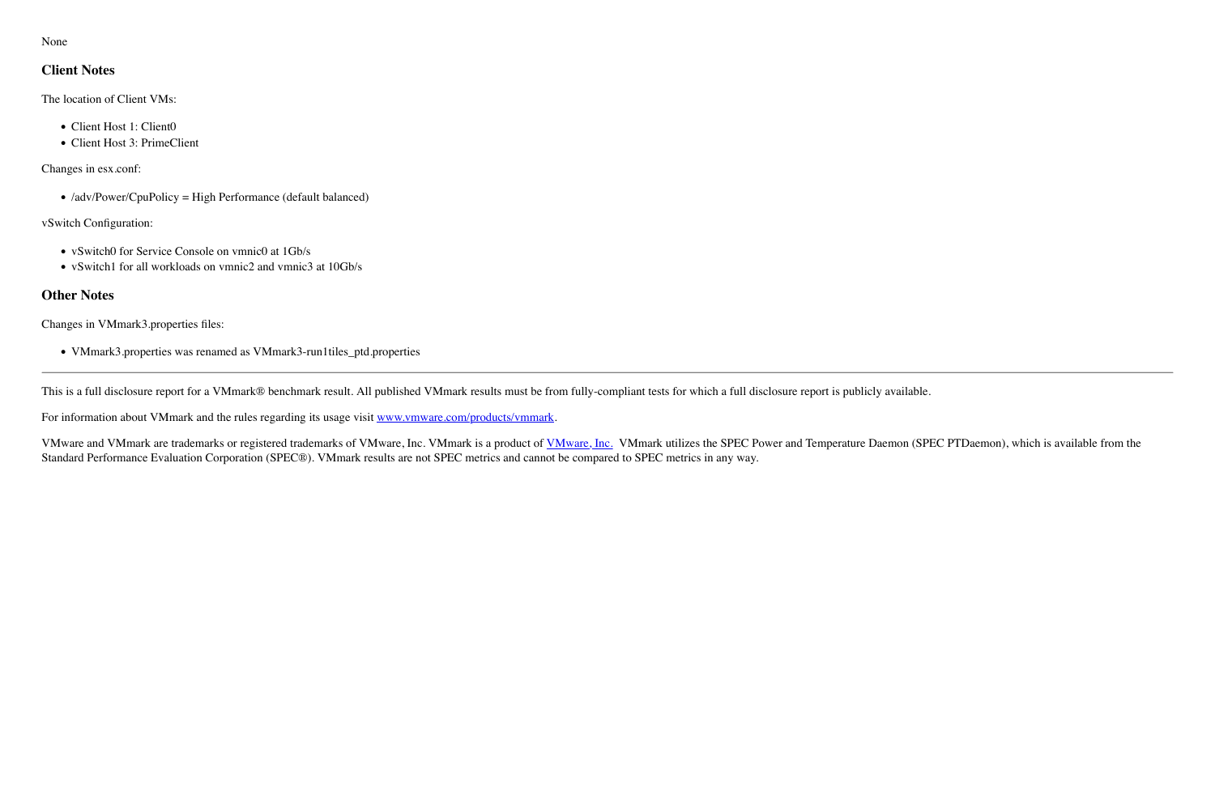None

### Client Notes

The location of Client VMs:

- Client Host 1: Client0
- Client Host 3: PrimeClient

Changes in esx.conf:

- /adv/Power/CpuPolicy = High Performance (default balanced)

vSwitch Configuration:

- vSwitch0 for Service Console on vmnic0 at 1Gb/s
- vSwitch1 for all workloads on vmnic2 and vmnic3 at 10Gb/s

### Other Notes

Changes in VMmark3.properties files:

- VMmark3.properties was renamed as VMmark3-run1tiles_ptd.properties

---

This is a full disclosure report for a VMmark® benchmark result. All published VMmark results must be from fully-compliant tests for which a full disclosure report is publicly available.

For information about VMmark and the rules regarding its usage visit [www.vmware.com/products/vmmark](www.vmware.com/products/vmmark).

VMware and VMmark are trademarks or registered trademarks of VMware, Inc. VMmark is a product of VMware, Inc. VMmark utilizes the SPEC Power and Temperature Daemon (SPEC PTDaemon), which is available from the Standard Performance Evaluation Corporation (SPEC®). VMmark results are not SPEC metrics and cannot be compared to SPEC metrics in any way.